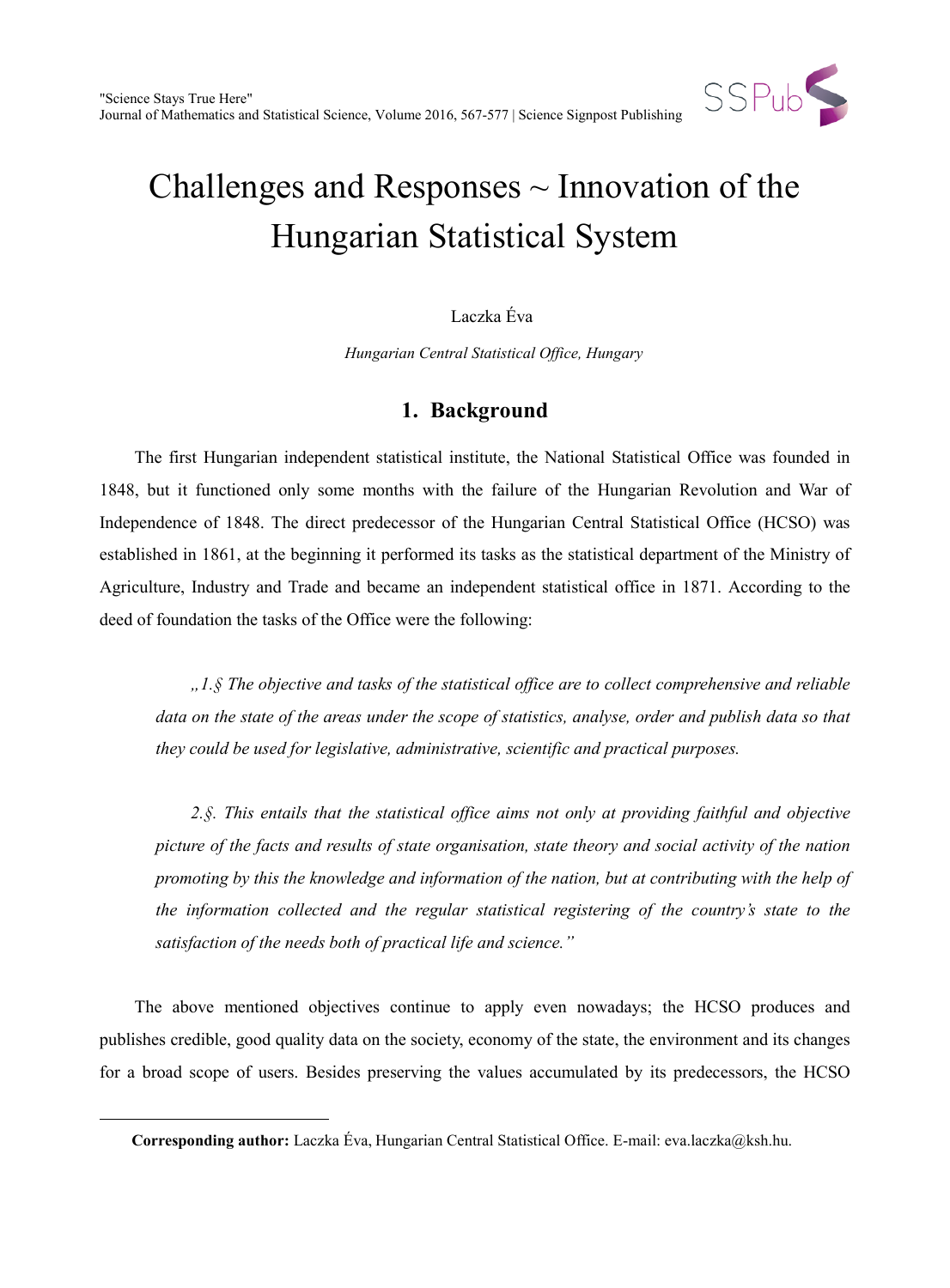# Challenges and Responses ~ Innovation of the Hungarian Statistical System

Laczka Éva

*Hungarian Central Statistical Office, Hungary*

## 1. Background

The first Hungarian independent statistical institute, the National Statistical Office was founded in 1848, but it functioned only some months with the failure of the Hungarian Revolution and War of Independence of 1848. The direct predecessor of the Hungarian Central Statistical Office (HCSO) was established in 1861, at the beginning it performed its tasks as the statistical department of the Ministry of Agriculture, Industry and Trade and became an independent statistical office in 1871. According to the deed of foundation the tasks of the Office were the following:

> *„1.§ The objective and tasks of the statistical office are to collect comprehensive and reliable data on the state of the areas under the scope of statistics, analyse, order and publish data so that they could be used for legislative, administrative, scientific and practical purposes.*
>
> *2.§. This entails that the statistical office aims not only at providing faithful and objective picture of the facts and results of state organisation, state theory and social activity of the nation promoting by this the knowledge and information of the nation, but at contributing with the help of the information collected and the regular statistical registering of the country's state to the satisfaction of the needs both of practical life and science."*

The above mentioned objectives continue to apply even nowadays; the HCSO produces and publishes credible, good quality data on the society, economy of the state, the environment and its changes for a broad scope of users. Besides preserving the values accumulated by its predecessors, the HCSO

---

**Corresponding author:** Laczka Éva, Hungarian Central Statistical Office. E-mail: eva.laczka@ksh.hu.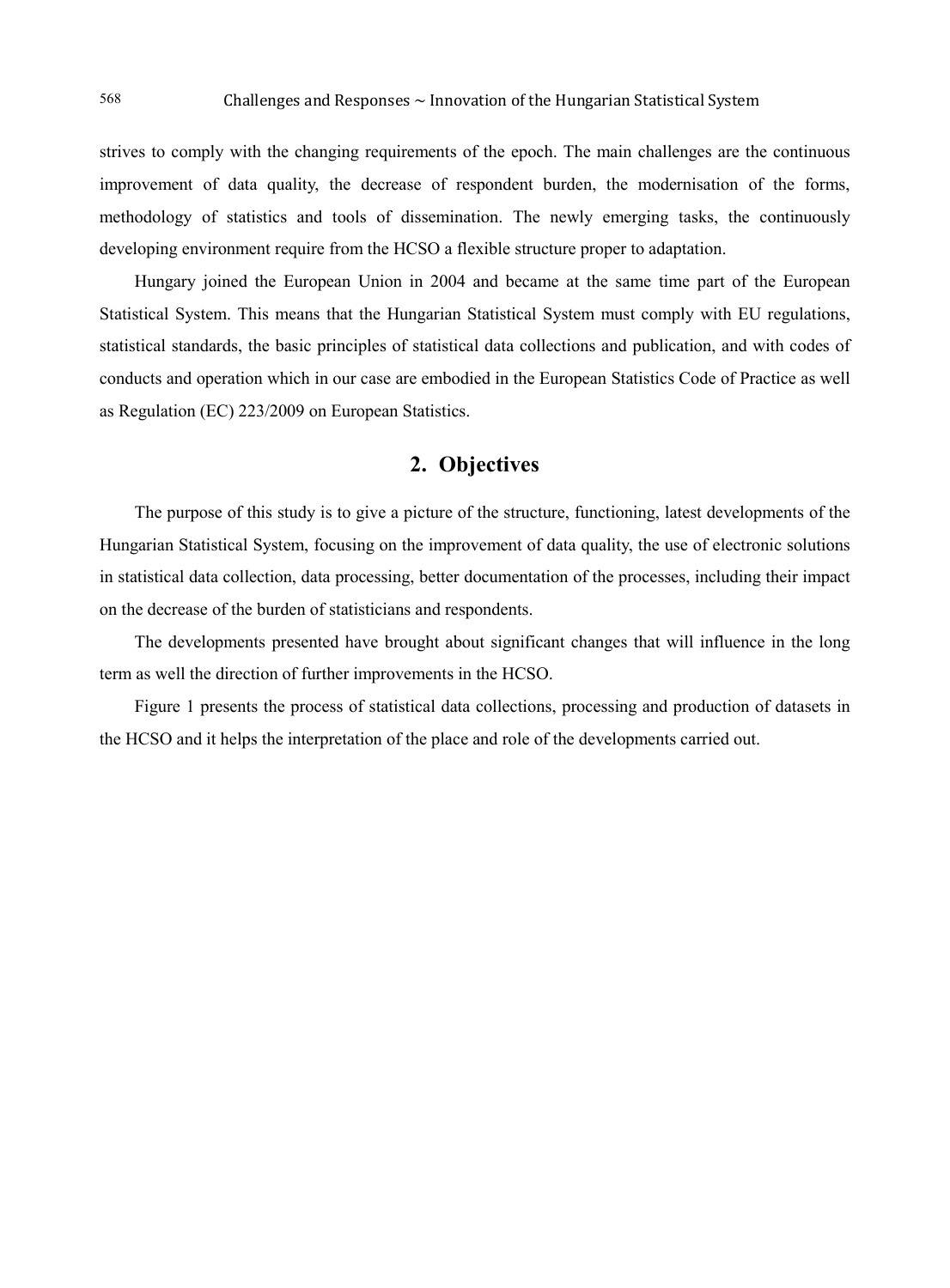strives to comply with the changing requirements of the epoch. The main challenges are the continuous improvement of data quality, the decrease of respondent burden, the modernisation of the forms, methodology of statistics and tools of dissemination. The newly emerging tasks, the continuously developing environment require from the HCSO a flexible structure proper to adaptation.

Hungary joined the European Union in 2004 and became at the same time part of the European Statistical System. This means that the Hungarian Statistical System must comply with EU regulations, statistical standards, the basic principles of statistical data collections and publication, and with codes of conducts and operation which in our case are embodied in the European Statistics Code of Practice as well as Regulation (EC) 223/2009 on European Statistics.

## 2. Objectives

The purpose of this study is to give a picture of the structure, functioning, latest developments of the Hungarian Statistical System, focusing on the improvement of data quality, the use of electronic solutions in statistical data collection, data processing, better documentation of the processes, including their impact on the decrease of the burden of statisticians and respondents.

The developments presented have brought about significant changes that will influence in the long term as well the direction of further improvements in the HCSO.

Figure 1 presents the process of statistical data collections, processing and production of datasets in the HCSO and it helps the interpretation of the place and role of the developments carried out.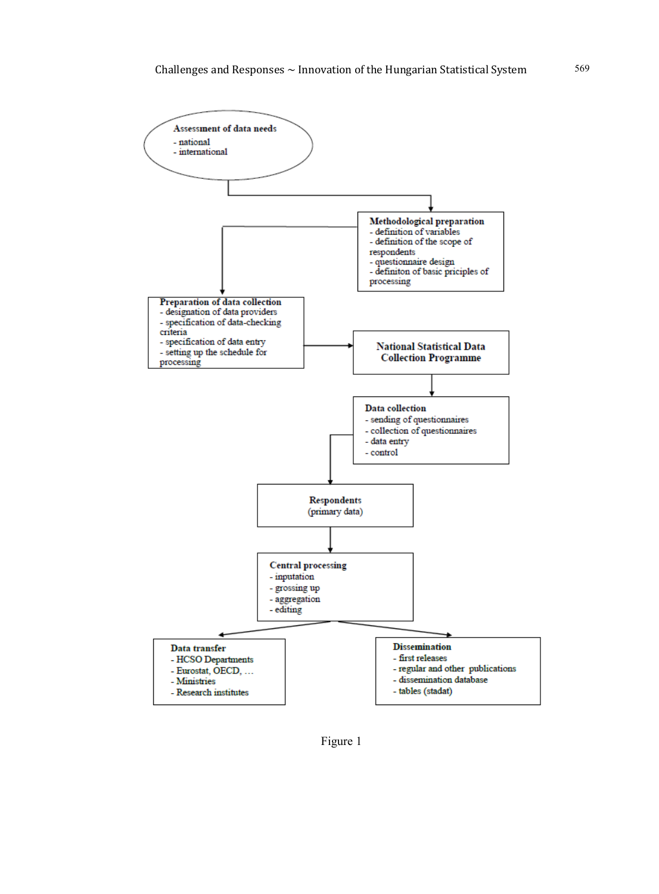**Assessment of data needs**
- national
- international

**Methodological preparation**
- definition of variables
- definition of the scope of respondents
- questionnaire design
- definiton of basic priciples of processing

**Preparation of data collection**
- designation of data providers
- specification of data-checking criteria
- specification of data entry
- setting up the schedule for processing

**National Statistical Data Collection Programme**

**Data collection**
- sending of questionnaires
- collection of questionnaires
- data entry
- control

**Respondents**
(primary data)

**Central processing**
- inputation
- grossing up
- aggregation
- editing

**Data transfer**
- HCSO Departments
- Eurostat, OECD, …
- Ministries
- Research institutes

**Dissemination**
- first releases
- regular and other publications
- dissemination database
- tables (stadat)

Figure 1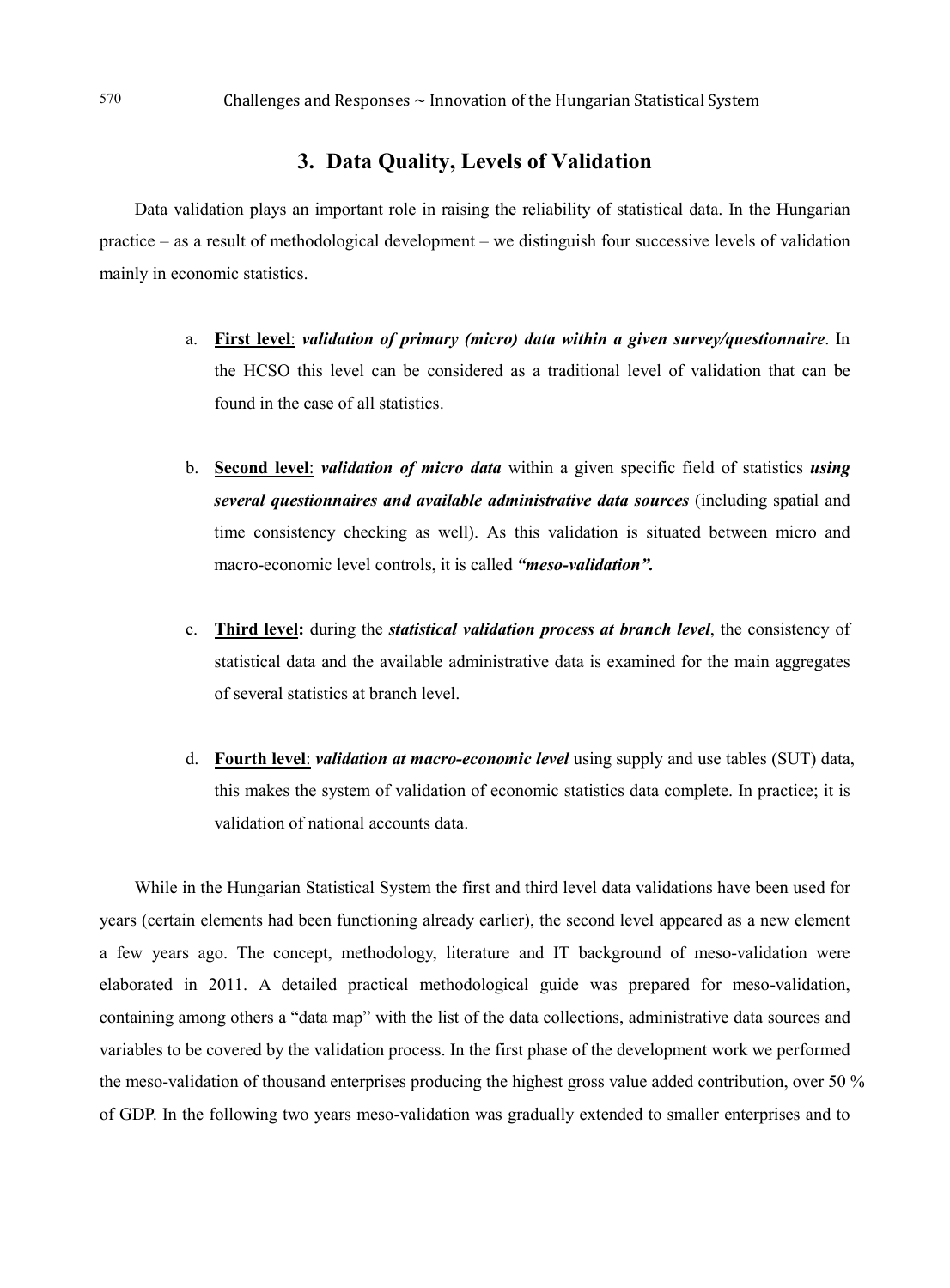## 3. Data Quality, Levels of Validation

Data validation plays an important role in raising the reliability of statistical data. In the Hungarian practice – as a result of methodological development – we distinguish four successive levels of validation mainly in economic statistics.

a. **First level**: ***validation of primary (micro) data within a given survey/questionnaire***. In the HCSO this level can be considered as a traditional level of validation that can be found in the case of all statistics.

b. **Second level**: ***validation of micro data*** within a given specific field of statistics ***using several questionnaires and available administrative data sources*** (including spatial and time consistency checking as well). As this validation is situated between micro and macro-economic level controls, it is called ***"meso-validation".***

c. **Third level:** during the ***statistical validation process at branch level***, the consistency of statistical data and the available administrative data is examined for the main aggregates of several statistics at branch level.

d. **Fourth level**: ***validation at macro-economic level*** using supply and use tables (SUT) data, this makes the system of validation of economic statistics data complete. In practice; it is validation of national accounts data.

While in the Hungarian Statistical System the first and third level data validations have been used for years (certain elements had been functioning already earlier), the second level appeared as a new element a few years ago. The concept, methodology, literature and IT background of meso-validation were elaborated in 2011. A detailed practical methodological guide was prepared for meso-validation, containing among others a "data map" with the list of the data collections, administrative data sources and variables to be covered by the validation process. In the first phase of the development work we performed the meso-validation of thousand enterprises producing the highest gross value added contribution, over 50 % of GDP. In the following two years meso-validation was gradually extended to smaller enterprises and to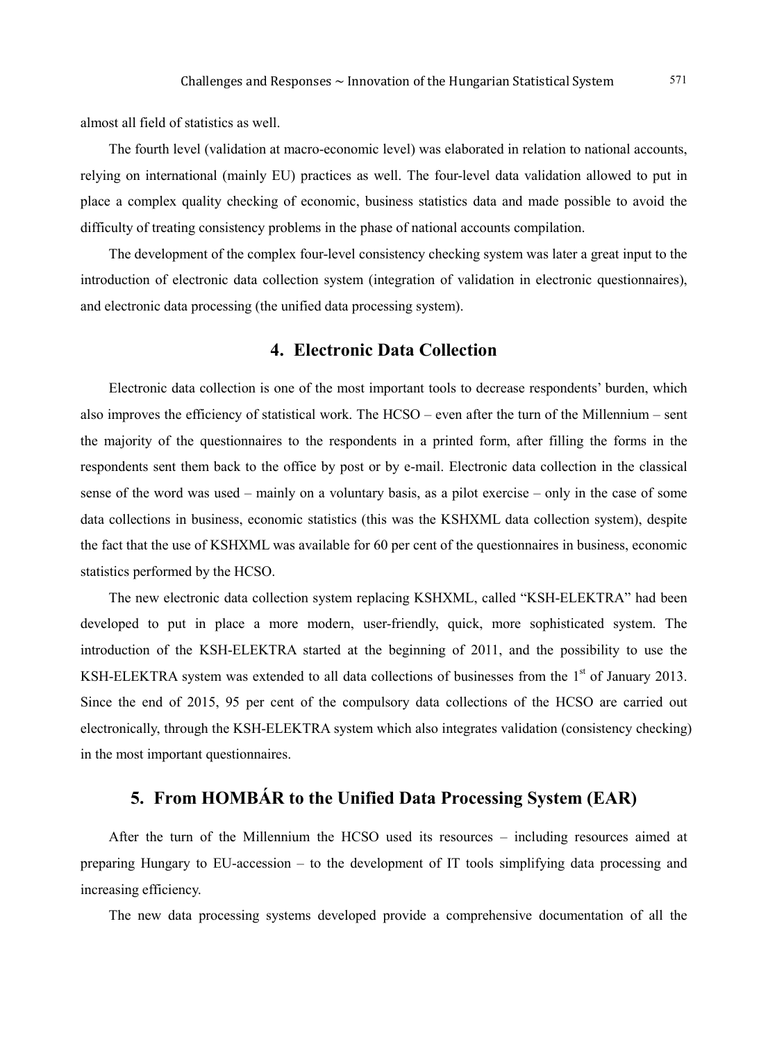almost all field of statistics as well.

The fourth level (validation at macro-economic level) was elaborated in relation to national accounts, relying on international (mainly EU) practices as well. The four-level data validation allowed to put in place a complex quality checking of economic, business statistics data and made possible to avoid the difficulty of treating consistency problems in the phase of national accounts compilation.

The development of the complex four-level consistency checking system was later a great input to the introduction of electronic data collection system (integration of validation in electronic questionnaires), and electronic data processing (the unified data processing system).

## 4. Electronic Data Collection

Electronic data collection is one of the most important tools to decrease respondents' burden, which also improves the efficiency of statistical work. The HCSO – even after the turn of the Millennium – sent the majority of the questionnaires to the respondents in a printed form, after filling the forms in the respondents sent them back to the office by post or by e-mail. Electronic data collection in the classical sense of the word was used – mainly on a voluntary basis, as a pilot exercise – only in the case of some data collections in business, economic statistics (this was the KSHXML data collection system), despite the fact that the use of KSHXML was available for 60 per cent of the questionnaires in business, economic statistics performed by the HCSO.

The new electronic data collection system replacing KSHXML, called "KSH-ELEKTRA" had been developed to put in place a more modern, user-friendly, quick, more sophisticated system. The introduction of the KSH-ELEKTRA started at the beginning of 2011, and the possibility to use the KSH-ELEKTRA system was extended to all data collections of businesses from the 1st of January 2013. Since the end of 2015, 95 per cent of the compulsory data collections of the HCSO are carried out electronically, through the KSH-ELEKTRA system which also integrates validation (consistency checking) in the most important questionnaires.

## 5. From HOMBÁR to the Unified Data Processing System (EAR)

After the turn of the Millennium the HCSO used its resources – including resources aimed at preparing Hungary to EU-accession – to the development of IT tools simplifying data processing and increasing efficiency.

The new data processing systems developed provide a comprehensive documentation of all the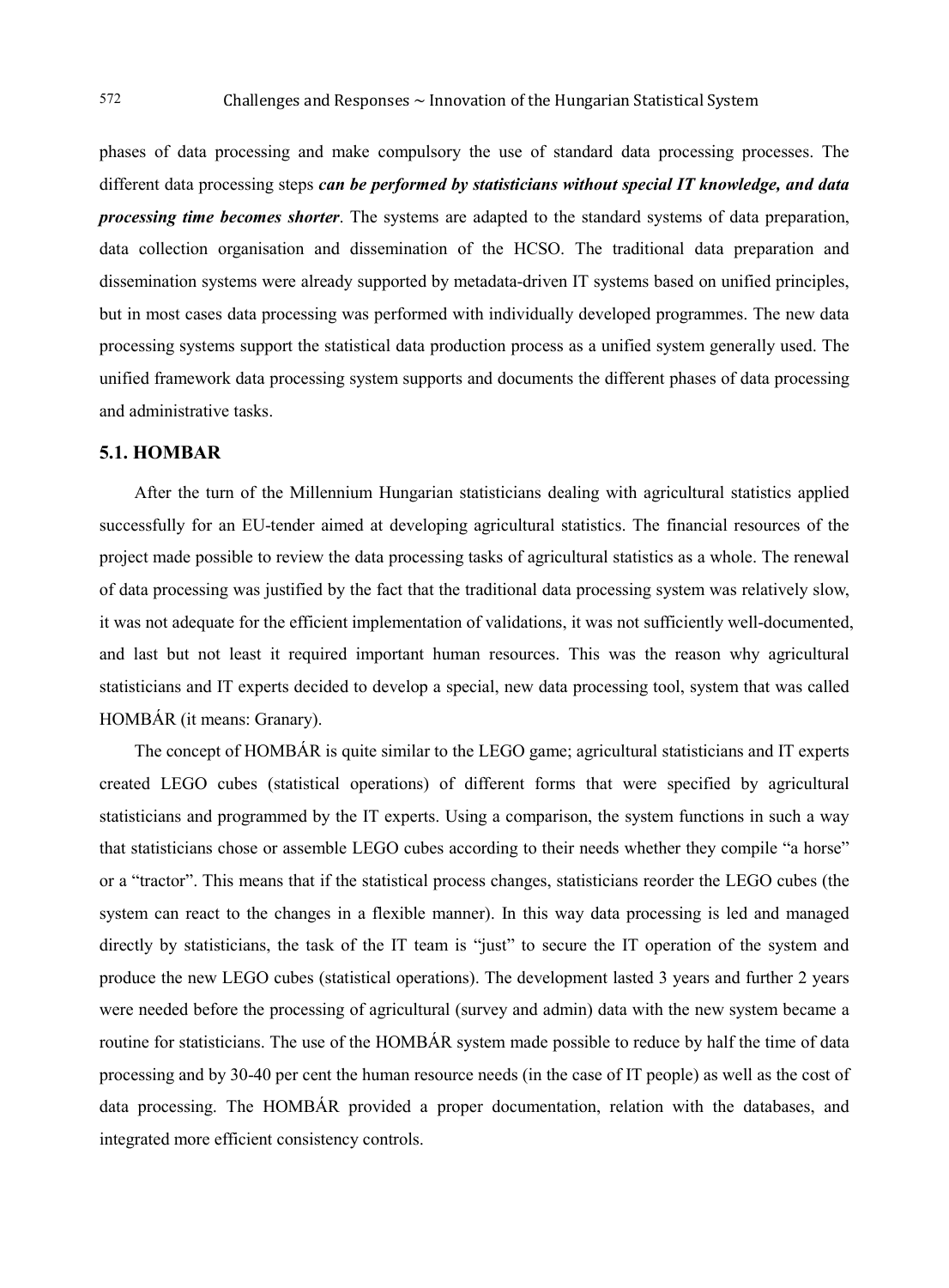phases of data processing and make compulsory the use of standard data processing processes. The different data processing steps ***can be performed by statisticians without special IT knowledge, and data processing time becomes shorter***. The systems are adapted to the standard systems of data preparation, data collection organisation and dissemination of the HCSO. The traditional data preparation and dissemination systems were already supported by metadata-driven IT systems based on unified principles, but in most cases data processing was performed with individually developed programmes. The new data processing systems support the statistical data production process as a unified system generally used. The unified framework data processing system supports and documents the different phases of data processing and administrative tasks.

### 5.1. HOMBAR

After the turn of the Millennium Hungarian statisticians dealing with agricultural statistics applied successfully for an EU-tender aimed at developing agricultural statistics. The financial resources of the project made possible to review the data processing tasks of agricultural statistics as a whole. The renewal of data processing was justified by the fact that the traditional data processing system was relatively slow, it was not adequate for the efficient implementation of validations, it was not sufficiently well-documented, and last but not least it required important human resources. This was the reason why agricultural statisticians and IT experts decided to develop a special, new data processing tool, system that was called HOMBÁR (it means: Granary).

The concept of HOMBÁR is quite similar to the LEGO game; agricultural statisticians and IT experts created LEGO cubes (statistical operations) of different forms that were specified by agricultural statisticians and programmed by the IT experts. Using a comparison, the system functions in such a way that statisticians chose or assemble LEGO cubes according to their needs whether they compile "a horse" or a "tractor". This means that if the statistical process changes, statisticians reorder the LEGO cubes (the system can react to the changes in a flexible manner). In this way data processing is led and managed directly by statisticians, the task of the IT team is "just" to secure the IT operation of the system and produce the new LEGO cubes (statistical operations). The development lasted 3 years and further 2 years were needed before the processing of agricultural (survey and admin) data with the new system became a routine for statisticians. The use of the HOMBÁR system made possible to reduce by half the time of data processing and by 30-40 per cent the human resource needs (in the case of IT people) as well as the cost of data processing. The HOMBÁR provided a proper documentation, relation with the databases, and integrated more efficient consistency controls.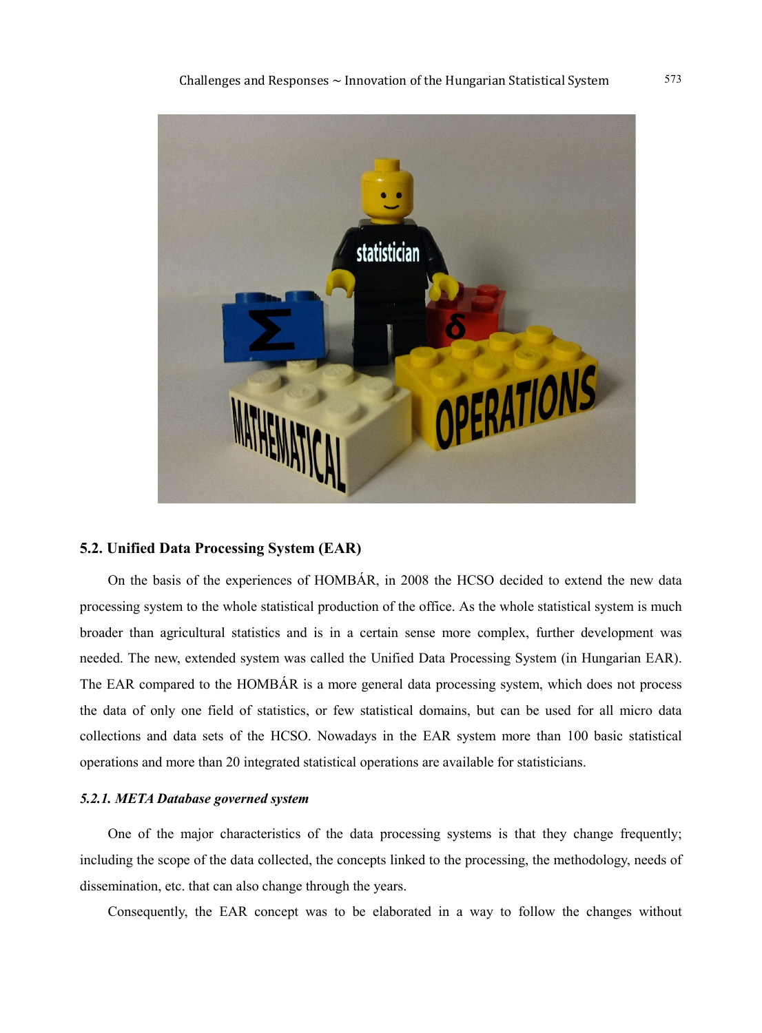## 5.2. Unified Data Processing System (EAR)

On the basis of the experiences of HOMBÁR, in 2008 the HCSO decided to extend the new data processing system to the whole statistical production of the office. As the whole statistical system is much broader than agricultural statistics and is in a certain sense more complex, further development was needed. The new, extended system was called the Unified Data Processing System (in Hungarian EAR). The EAR compared to the HOMBÁR is a more general data processing system, which does not process the data of only one field of statistics, or few statistical domains, but can be used for all micro data collections and data sets of the HCSO. Nowadays in the EAR system more than 100 basic statistical operations and more than 20 integrated statistical operations are available for statisticians.

### *5.2.1. META Database governed system*

One of the major characteristics of the data processing systems is that they change frequently; including the scope of the data collected, the concepts linked to the processing, the methodology, needs of dissemination, etc. that can also change through the years.

Consequently, the EAR concept was to be elaborated in a way to follow the changes without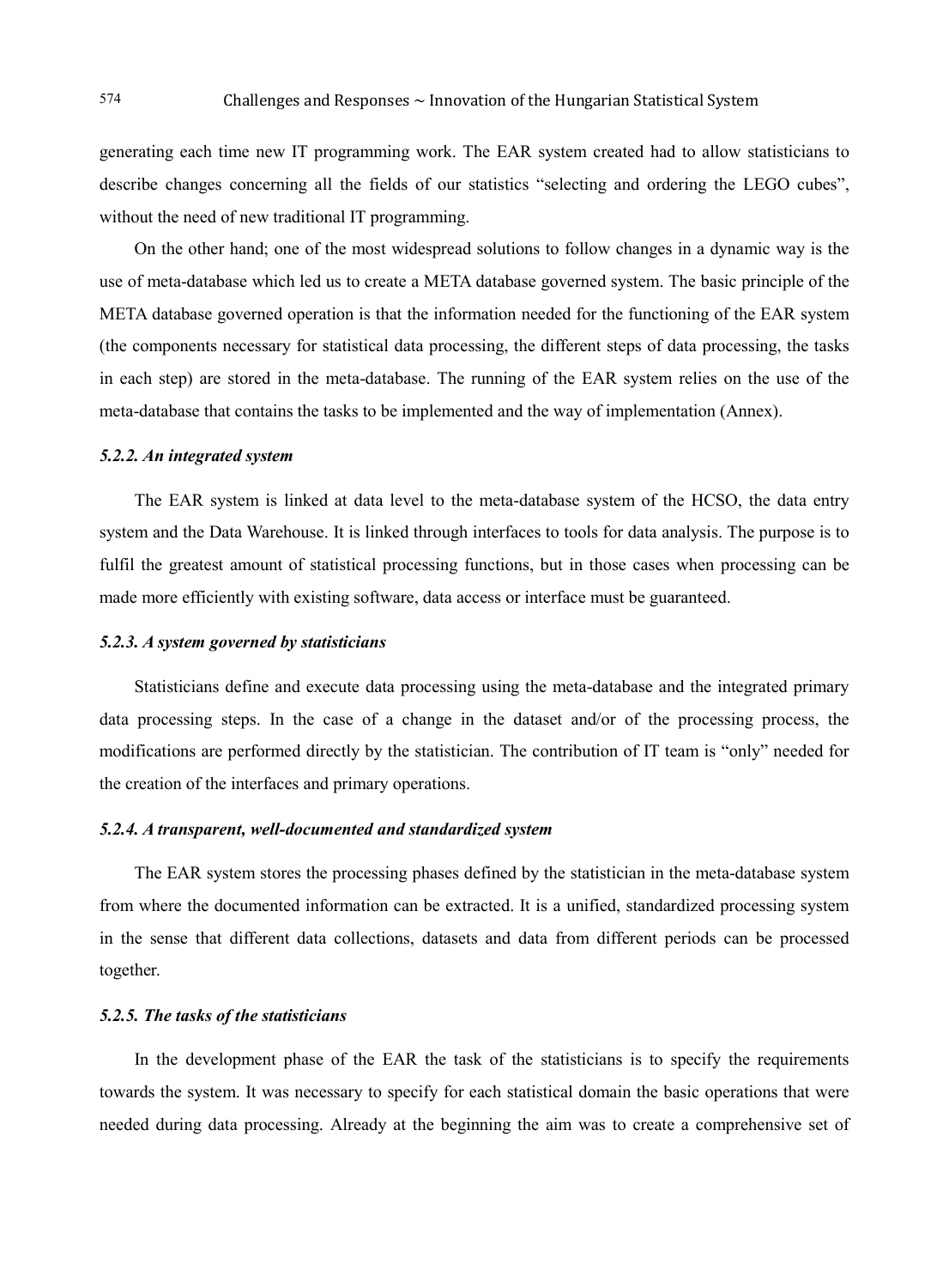generating each time new IT programming work. The EAR system created had to allow statisticians to describe changes concerning all the fields of our statistics "selecting and ordering the LEGO cubes", without the need of new traditional IT programming.

On the other hand; one of the most widespread solutions to follow changes in a dynamic way is the use of meta-database which led us to create a META database governed system. The basic principle of the META database governed operation is that the information needed for the functioning of the EAR system (the components necessary for statistical data processing, the different steps of data processing, the tasks in each step) are stored in the meta-database. The running of the EAR system relies on the use of the meta-database that contains the tasks to be implemented and the way of implementation (Annex).

#### *5.2.2. An integrated system*

The EAR system is linked at data level to the meta-database system of the HCSO, the data entry system and the Data Warehouse. It is linked through interfaces to tools for data analysis. The purpose is to fulfil the greatest amount of statistical processing functions, but in those cases when processing can be made more efficiently with existing software, data access or interface must be guaranteed.

#### *5.2.3. A system governed by statisticians*

Statisticians define and execute data processing using the meta-database and the integrated primary data processing steps. In the case of a change in the dataset and/or of the processing process, the modifications are performed directly by the statistician. The contribution of IT team is "only" needed for the creation of the interfaces and primary operations.

#### *5.2.4. A transparent, well-documented and standardized system*

The EAR system stores the processing phases defined by the statistician in the meta-database system from where the documented information can be extracted. It is a unified, standardized processing system in the sense that different data collections, datasets and data from different periods can be processed together.

#### *5.2.5. The tasks of the statisticians*

In the development phase of the EAR the task of the statisticians is to specify the requirements towards the system. It was necessary to specify for each statistical domain the basic operations that were needed during data processing. Already at the beginning the aim was to create a comprehensive set of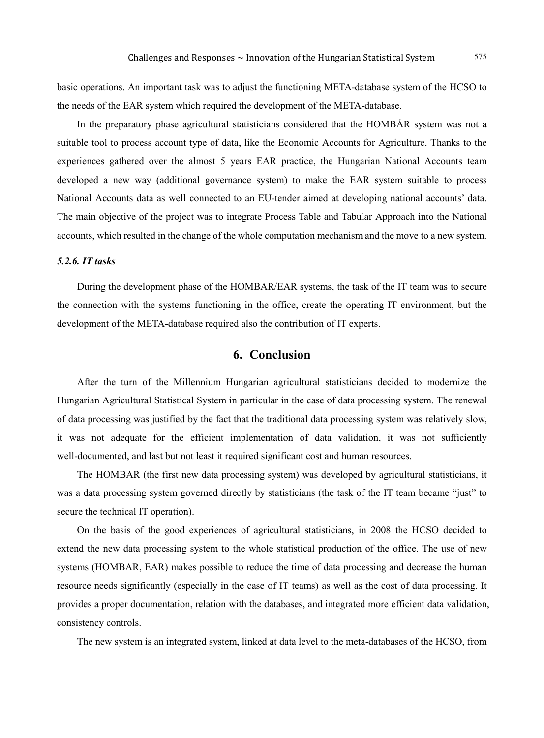basic operations. An important task was to adjust the functioning META-database system of the HCSO to the needs of the EAR system which required the development of the META-database.

In the preparatory phase agricultural statisticians considered that the HOMBÁR system was not a suitable tool to process account type of data, like the Economic Accounts for Agriculture. Thanks to the experiences gathered over the almost 5 years EAR practice, the Hungarian National Accounts team developed a new way (additional governance system) to make the EAR system suitable to process National Accounts data as well connected to an EU-tender aimed at developing national accounts' data. The main objective of the project was to integrate Process Table and Tabular Approach into the National accounts, which resulted in the change of the whole computation mechanism and the move to a new system.

#### *5.2.6. IT tasks*

During the development phase of the HOMBAR/EAR systems, the task of the IT team was to secure the connection with the systems functioning in the office, create the operating IT environment, but the development of the META-database required also the contribution of IT experts.

## 6. Conclusion

After the turn of the Millennium Hungarian agricultural statisticians decided to modernize the Hungarian Agricultural Statistical System in particular in the case of data processing system. The renewal of data processing was justified by the fact that the traditional data processing system was relatively slow, it was not adequate for the efficient implementation of data validation, it was not sufficiently well-documented, and last but not least it required significant cost and human resources.

The HOMBAR (the first new data processing system) was developed by agricultural statisticians, it was a data processing system governed directly by statisticians (the task of the IT team became "just" to secure the technical IT operation).

On the basis of the good experiences of agricultural statisticians, in 2008 the HCSO decided to extend the new data processing system to the whole statistical production of the office. The use of new systems (HOMBAR, EAR) makes possible to reduce the time of data processing and decrease the human resource needs significantly (especially in the case of IT teams) as well as the cost of data processing. It provides a proper documentation, relation with the databases, and integrated more efficient data validation, consistency controls.

The new system is an integrated system, linked at data level to the meta-databases of the HCSO, from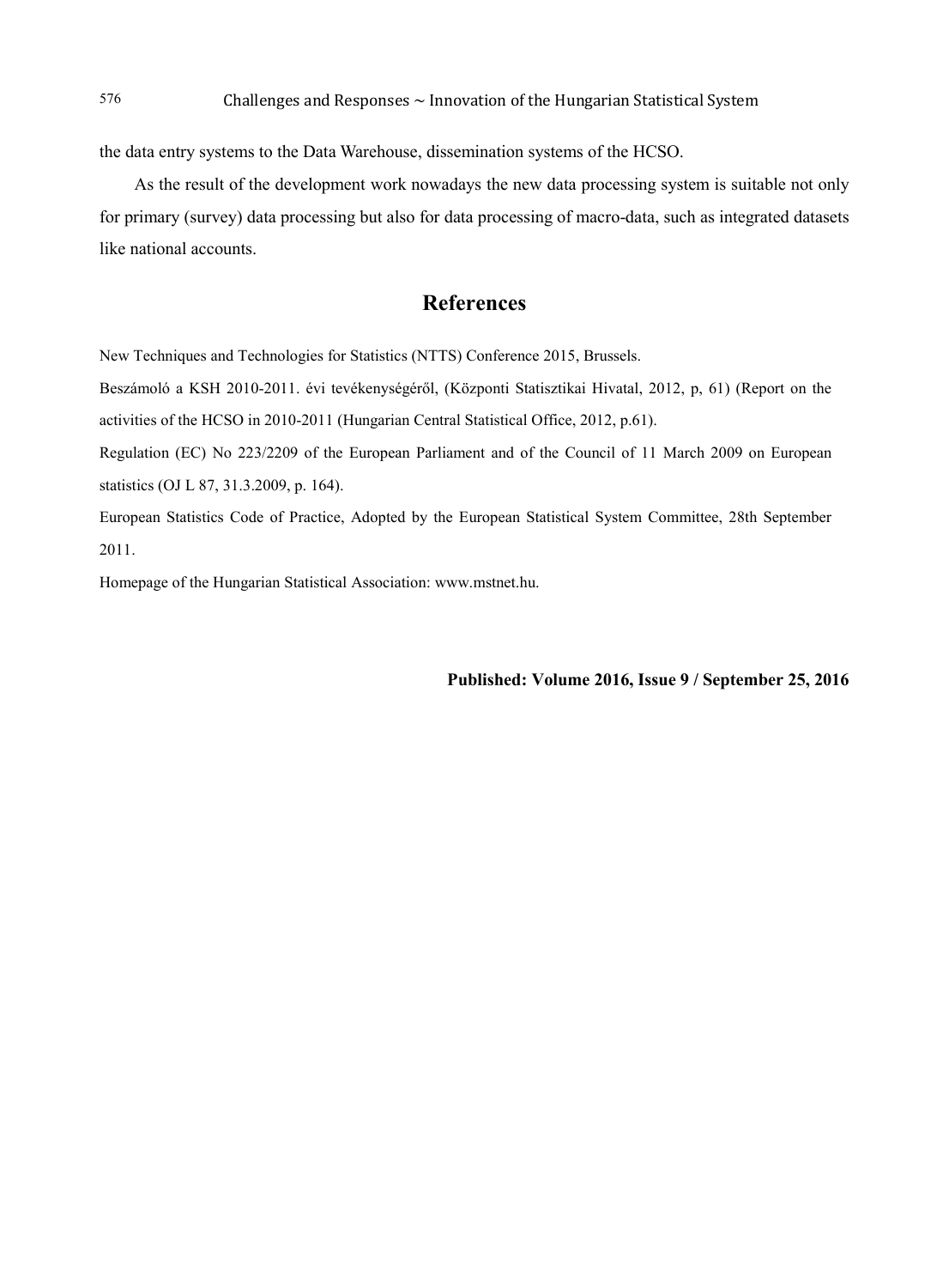the data entry systems to the Data Warehouse, dissemination systems of the HCSO.

As the result of the development work nowadays the new data processing system is suitable not only for primary (survey) data processing but also for data processing of macro-data, such as integrated datasets like national accounts.

## References

New Techniques and Technologies for Statistics (NTTS) Conference 2015, Brussels.

Beszámoló a KSH 2010-2011. évi tevékenységéről, (Központi Statisztikai Hivatal, 2012, p, 61) (Report on the activities of the HCSO in 2010-2011 (Hungarian Central Statistical Office, 2012, p.61).

Regulation (EC) No 223/2209 of the European Parliament and of the Council of 11 March 2009 on European statistics (OJ L 87, 31.3.2009, p. 164).

European Statistics Code of Practice, Adopted by the European Statistical System Committee, 28th September 2011.

Homepage of the Hungarian Statistical Association: www.mstnet.hu.

**Published: Volume 2016, Issue 9 / September 25, 2016**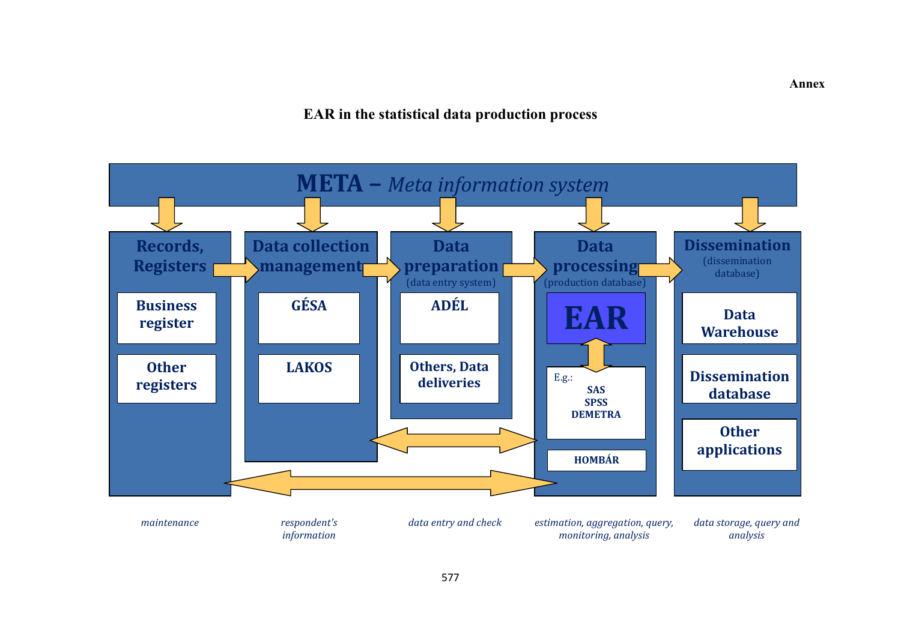**Annex**

## EAR in the statistical data production process

**META** – *Meta information system*

**Records, Registers**

Business register

Other registers

*maintenance*

**Data collection management**

GÉSA

LAKOS

*respondent's information*

**Data preparation**
(data entry system)

ADÉL

Others, Data deliveries

*data entry and check*

**Data processing**
(production database)

EAR

E.g.:
SAS
SPSS
DEMETRA

HOMBÁR

*estimation, aggregation, query, monitoring, analysis*

**Dissemination**
(dissemination database)

Data Warehouse

Dissemination database

Other applications

*data storage, query and analysis*